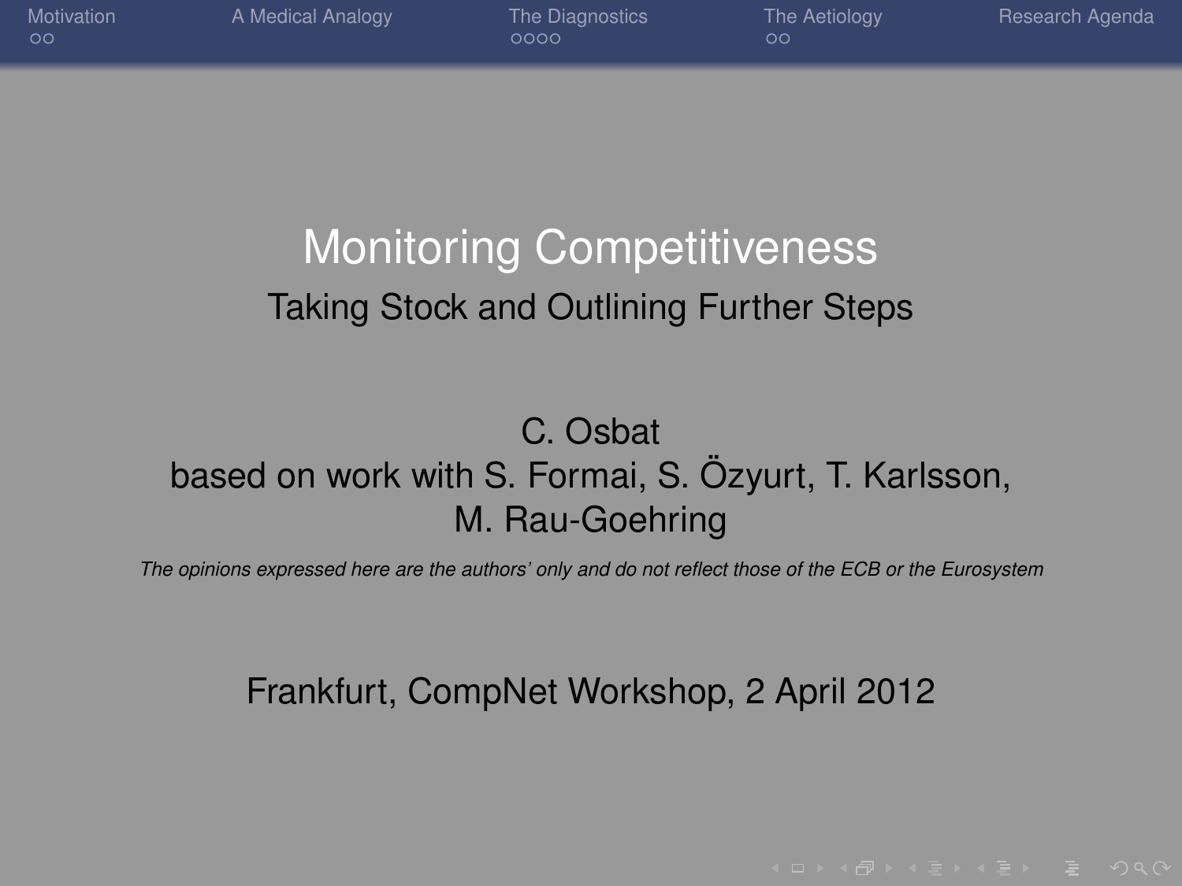# Monitoring Competitiveness

## Taking Stock and Outlining Further Steps

C. Osbat
based on work with S. Formai, S. Özyurt, T. Karlsson, M. Rau-Goehring

*The opinions expressed here are the authors' only and do not reflect those of the ECB or the Eurosystem*

Frankfurt, CompNet Workshop, 2 April 2012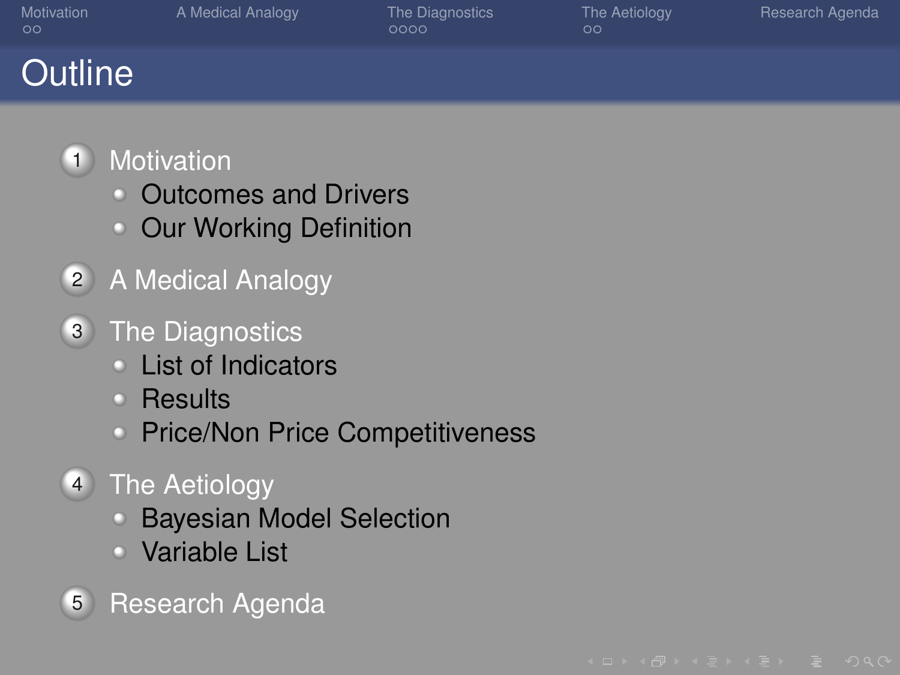# Outline

1. Motivation
   - Outcomes and Drivers
   - Our Working Definition
2. A Medical Analogy
3. The Diagnostics
   - List of Indicators
   - Results
   - Price/Non Price Competitiveness
4. The Aetiology
   - Bayesian Model Selection
   - Variable List
5. Research Agenda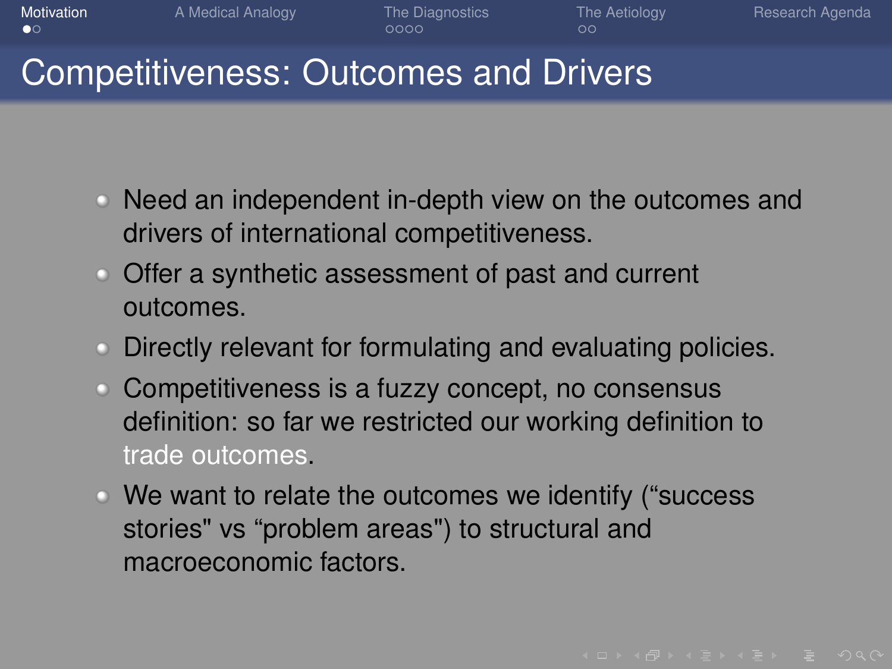# Competitiveness: Outcomes and Drivers

- Need an independent in-depth view on the outcomes and drivers of international competitiveness.
- Offer a synthetic assessment of past and current outcomes.
- Directly relevant for formulating and evaluating policies.
- Competitiveness is a fuzzy concept, no consensus definition: so far we restricted our working definition to trade outcomes.
- We want to relate the outcomes we identify (“success stories" vs “problem areas") to structural and macroeconomic factors.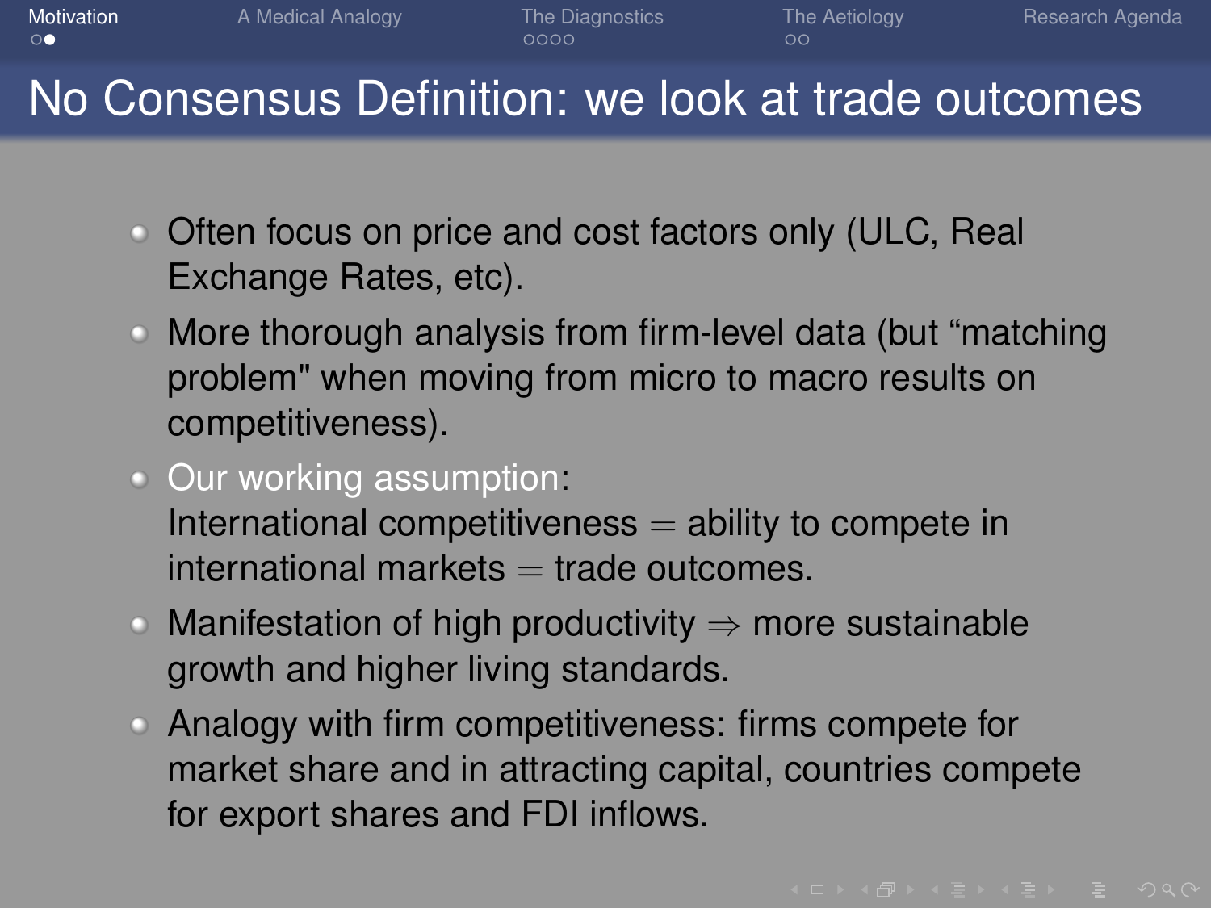# No Consensus Definition: we look at trade outcomes

- Often focus on price and cost factors only (ULC, Real Exchange Rates, etc).
- More thorough analysis from firm-level data (but "matching problem" when moving from micro to macro results on competitiveness).
- Our working assumption:
  International competitiveness = ability to compete in international markets = trade outcomes.
- Manifestation of high productivity $\Rightarrow$ more sustainable growth and higher living standards.
- Analogy with firm competitiveness: firms compete for market share and in attracting capital, countries compete for export shares and FDI inflows.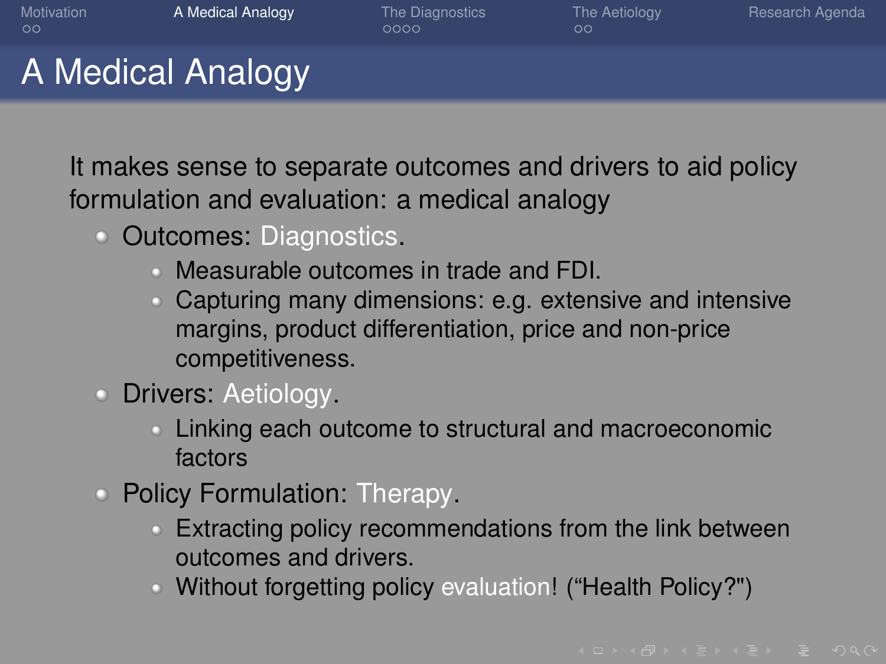# A Medical Analogy

It makes sense to separate outcomes and drivers to aid policy formulation and evaluation: a medical analogy

- Outcomes: Diagnostics.
  - Measurable outcomes in trade and FDI.
  - Capturing many dimensions: e.g. extensive and intensive margins, product differentiation, price and non-price competitiveness.
- Drivers: Aetiology.
  - Linking each outcome to structural and macroeconomic factors
- Policy Formulation: Therapy.
  - Extracting policy recommendations from the link between outcomes and drivers.
  - Without forgetting policy evaluation! ("Health Policy?")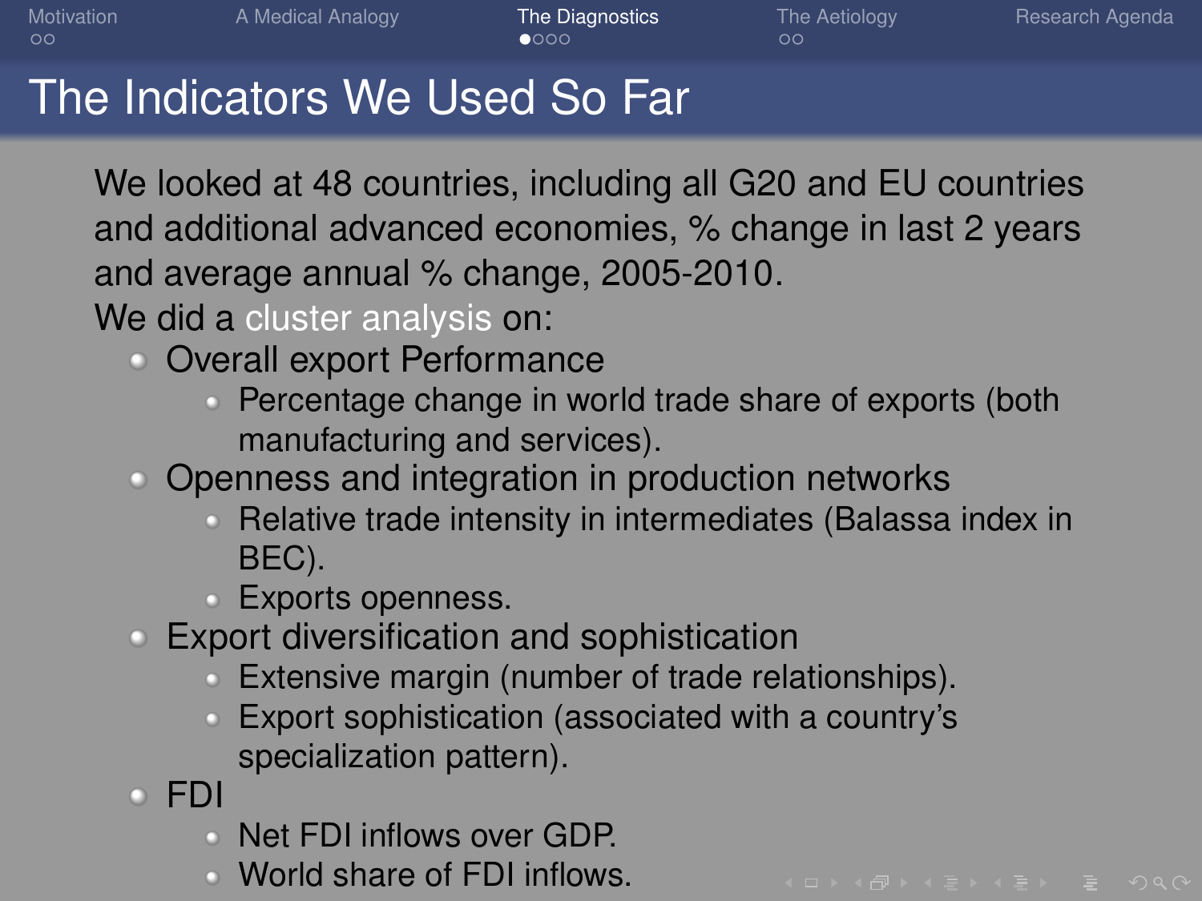# The Indicators We Used So Far

We looked at 48 countries, including all G20 and EU countries and additional advanced economies, % change in last 2 years and average annual % change, 2005-2010.

We did a cluster analysis on:

- Overall export Performance
  - Percentage change in world trade share of exports (both manufacturing and services).
- Openness and integration in production networks
  - Relative trade intensity in intermediates (Balassa index in BEC).
  - Exports openness.
- Export diversification and sophistication
  - Extensive margin (number of trade relationships).
  - Export sophistication (associated with a country's specialization pattern).
- FDI
  - Net FDI inflows over GDP.
  - World share of FDI inflows.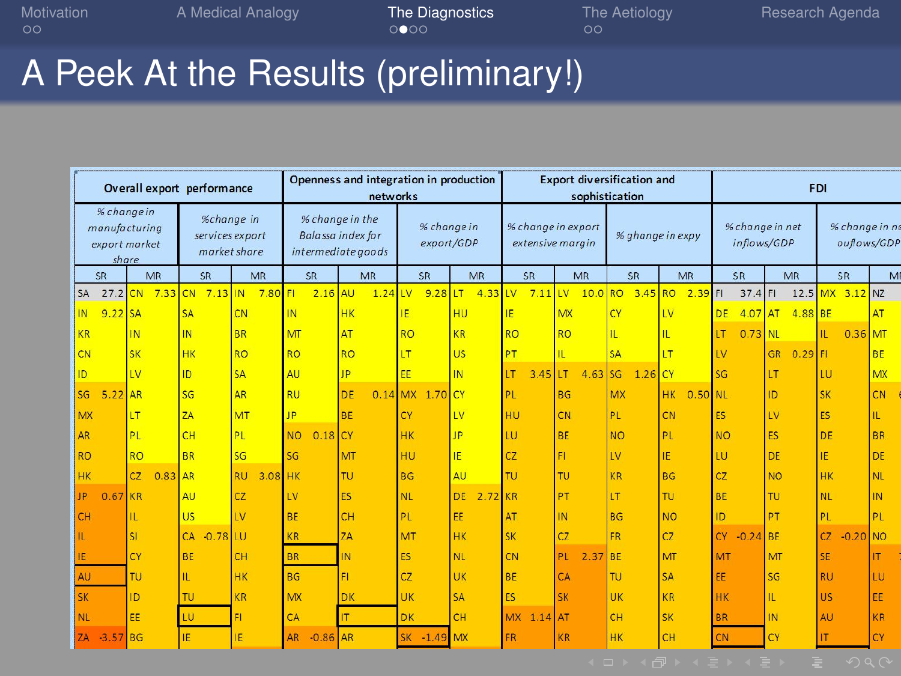# A Peek At the Results (preliminary!)

| Overall export performance | | | | Openness and integration in production networks | | | | Export diversification and sophistication | | | | FDI | | | |
|---|---|---|---|---|---|---|---|---|---|---|---|---|---|---|---|
| % change in manufacturing export market share | | %change in services export market share | | % change in the Balassa index for intermediate goods | | % change in export/GDP | | % change in export extensive margin | | % ghange in expy | | % change in net inflows/GDP | | % change in ne ouflows/GDP | |
| SR | MR | SR | MR | SR | MR | SR | MR | SR | MR | SR | MR | SR | MR | SR | MR |
| SA 27.2 | CN 7.33 | CN 7.13 | IN 7.80 | FI 2.16 | AU 1.24 | LV 9.28 | LT 4.33 | LV 7.11 | LV 10.0 | RO 3.45 | RO 2.39 | FI 37.4 | FI 12.5 | MX 3.12 | NZ |
| IN 9.22 | SA | SA | CN | IN | HK | IE | HU | IE | MX | CY | LV | DE 4.07 | AT 4.88 | BE | AT |
| KR | IN | IN | BR | MT | AT | RO | KR | RO | RO | IL | IL | LT 0.73 | NL | IL 0.36 | MT |
| CN | SK | HK | RO | RO | RO | LT | US | PT | IL | SA | LT | LV | GR 0.29 | FI | BE |
| ID | LV | ID | SA | AU | JP | EE | IN | LT 3.45 | LT 4.63 | SG 1.26 | CY | SG | LT | LU | MX |
| SG 5.22 | AR | SG | AR | RU | DE 0.14 | MX 1.70 | CY | PL | BG | MX | HK 0.50 | NL | ID | SK | CN |
| MX | LT | ZA | MT | JP | BE | CY | LV | HU | CN | PL | CN | ES | LV | ES | IL |
| AR | PL | CH | PL | NO 0.18 | CY | HK | JP | LU | BE | NO | PL | NO | ES | DE | BR |
| RO | RO | BR | SG | SG | MT | HU | IE | CZ | FI | LV | IE | LU | DE | IE | DE |
| HK | CZ 0.83 | AR | RU 3.08 | HK | TU | BG | AU | TU | TU | KR | BG | CZ | NO | HK | NL |
| JP 0.67 | KR | AU | CZ | LV | ES | NL | DE 2.72 | KR | PT | LT | TU | BE | TU | NL | IN |
| CH | IL | US | LV | BE | CH | PL | EE | AT | IN | BG | NO | ID | PT | PL | PL |
| IL | SI | CA -0.78 | LU | KR | ZA | MT | HK | SK | CZ | FR | CZ | CY -0.24 | BE | CZ -0.20 | NO |
| IE | CY | BE | CH | BR | IN | ES | NL | CN | PL 2.37 | BE | MT | MT | MT | SE | IT |
| AU | TU | IL | HK | BG | FI | CZ | UK | BE | CA | TU | SA | EE | SG | RU | LU |
| SK | ID | TU | KR | MX | DK | UK | SA | ES | SK | UK | KR | HK | IL | US | EE |
| NL | EE | LU | FI | CA | IT | DK | CH | MX 1.14 | AT | CH | SK | BR | IN | AU | KR |
| ZA -3.57 | BG | IE | IE | AR -0.86 | AR | SK -1.49 | MX | FR | KR | HK | CH | CN | CY | IT | CY |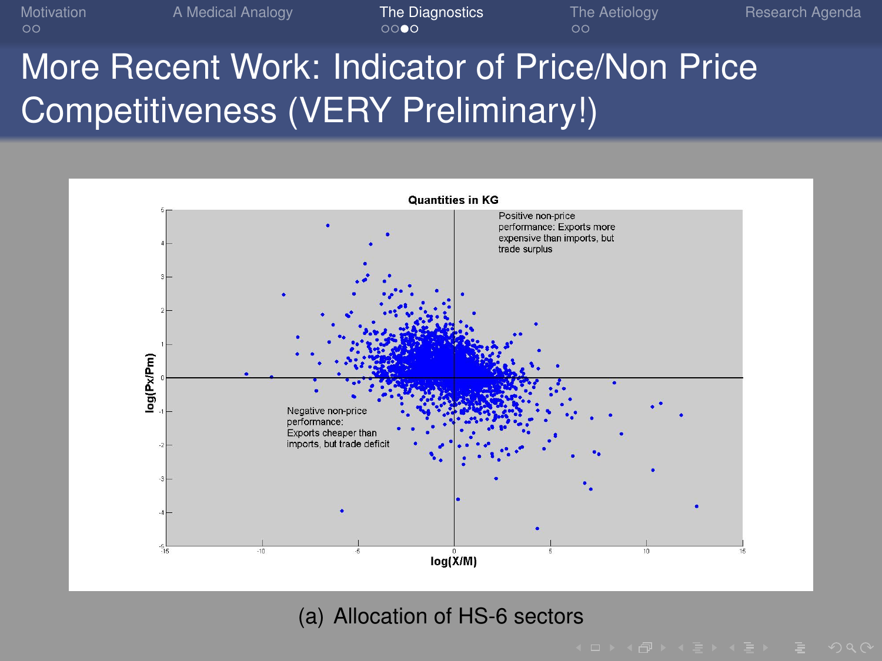# More Recent Work: Indicator of Price/Non Price Competitiveness (VERY Preliminary!)

**Quantities in KG**

Positive non-price performance: Exports more expensive than imports, but trade surplus

Negative non-price performance: Exports cheaper than imports, but trade deficit

log(Px/Pm)

log(X/M)

(a) Allocation of HS-6 sectors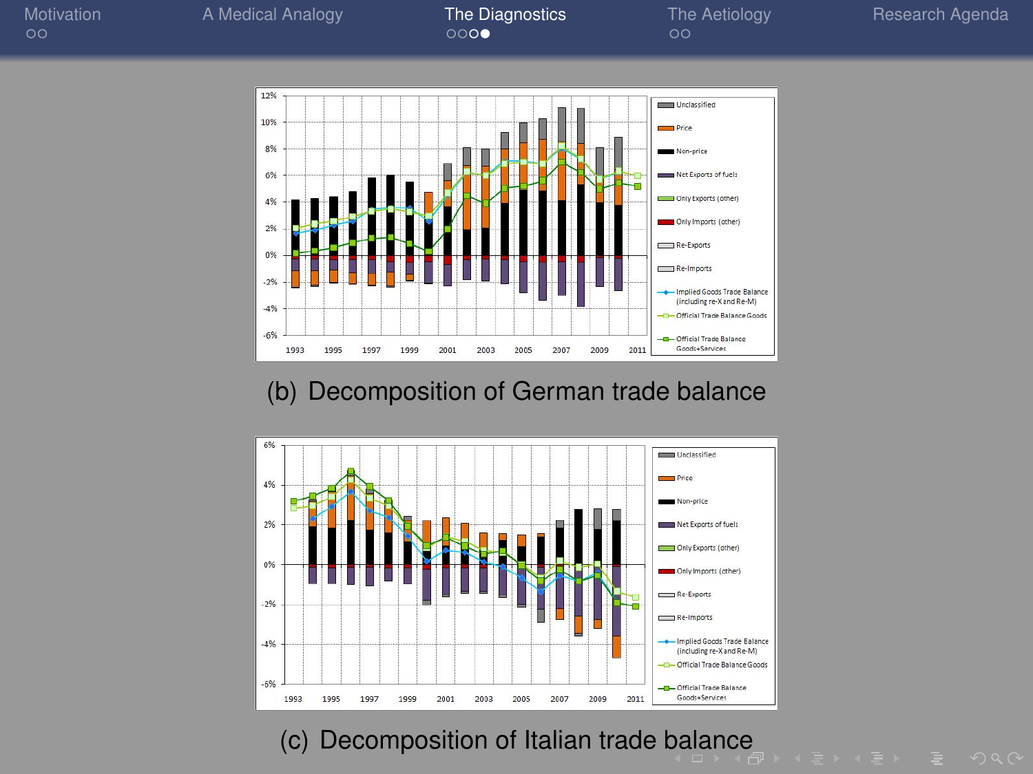(b) Decomposition of German trade balance

(c) Decomposition of Italian trade balance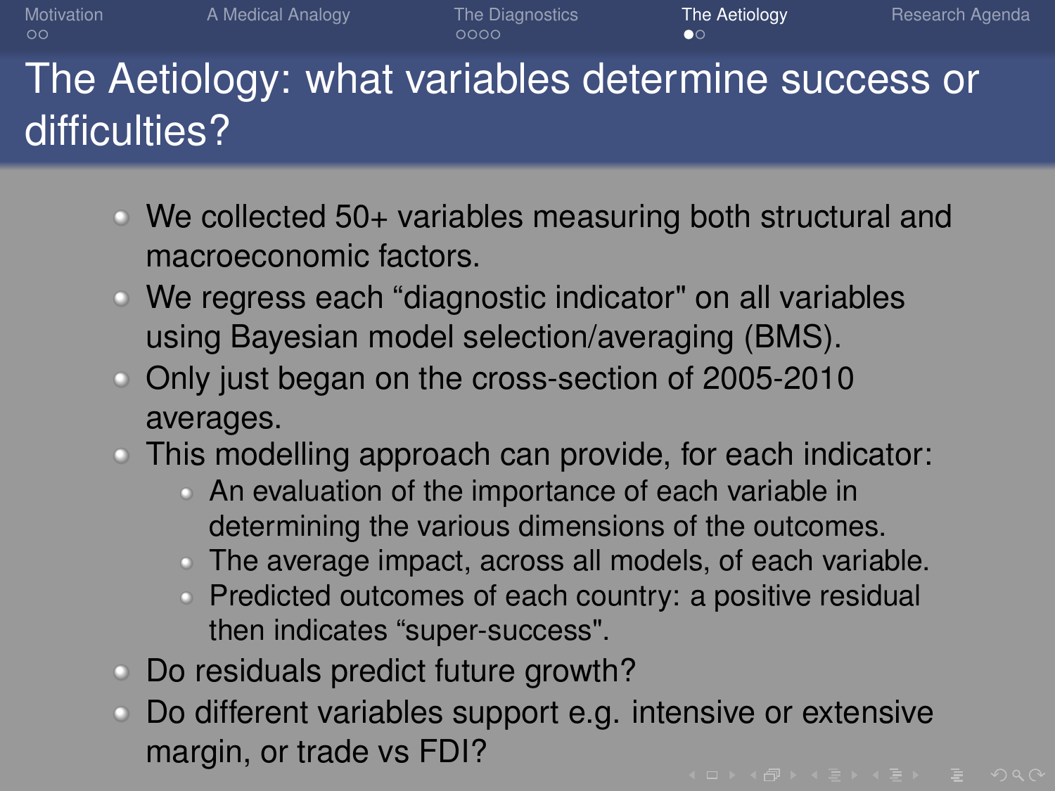# The Aetiology: what variables determine success or difficulties?

- We collected 50+ variables measuring both structural and macroeconomic factors.
- We regress each “diagnostic indicator" on all variables using Bayesian model selection/averaging (BMS).
- Only just began on the cross-section of 2005-2010 averages.
- This modelling approach can provide, for each indicator:
  - An evaluation of the importance of each variable in determining the various dimensions of the outcomes.
  - The average impact, across all models, of each variable.
  - Predicted outcomes of each country: a positive residual then indicates “super-success".
- Do residuals predict future growth?
- Do different variables support e.g. intensive or extensive margin, or trade vs FDI?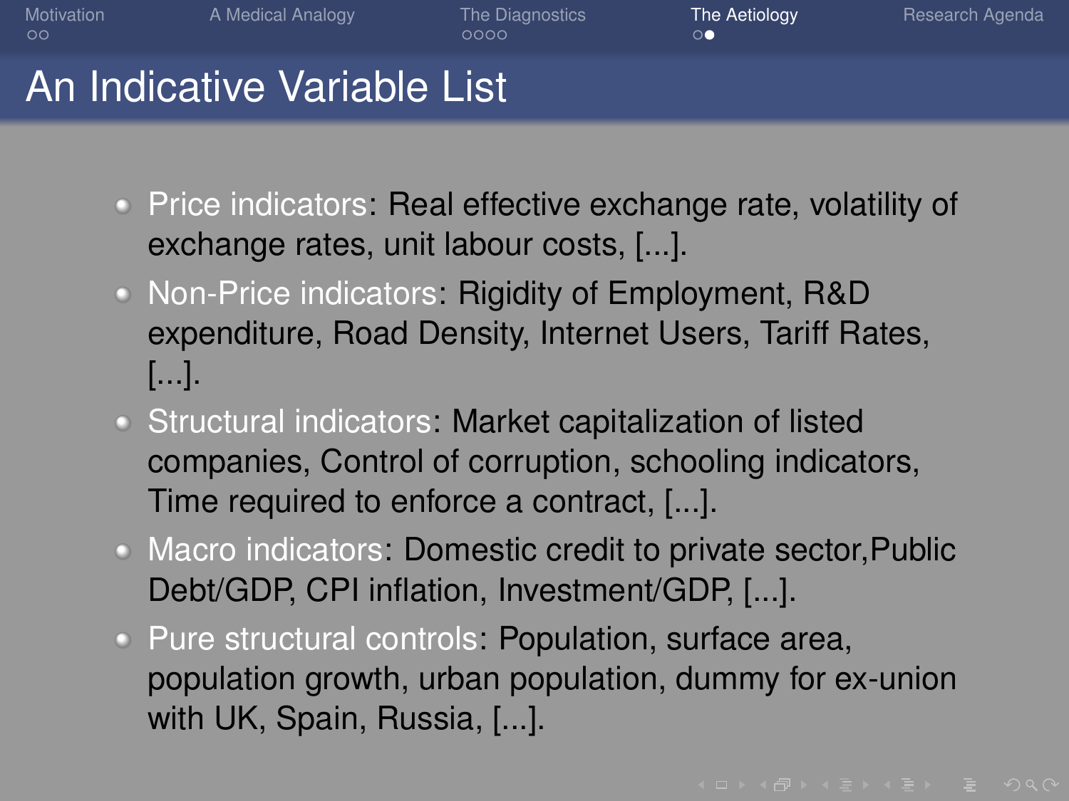# An Indicative Variable List

- Price indicators: Real effective exchange rate, volatility of exchange rates, unit labour costs, [...].
- Non-Price indicators: Rigidity of Employment, R&D expenditure, Road Density, Internet Users, Tariff Rates, [...].
- Structural indicators: Market capitalization of listed companies, Control of corruption, schooling indicators, Time required to enforce a contract, [...].
- Macro indicators: Domestic credit to private sector,Public Debt/GDP, CPI inflation, Investment/GDP, [...].
- Pure structural controls: Population, surface area, population growth, urban population, dummy for ex-union with UK, Spain, Russia, [...].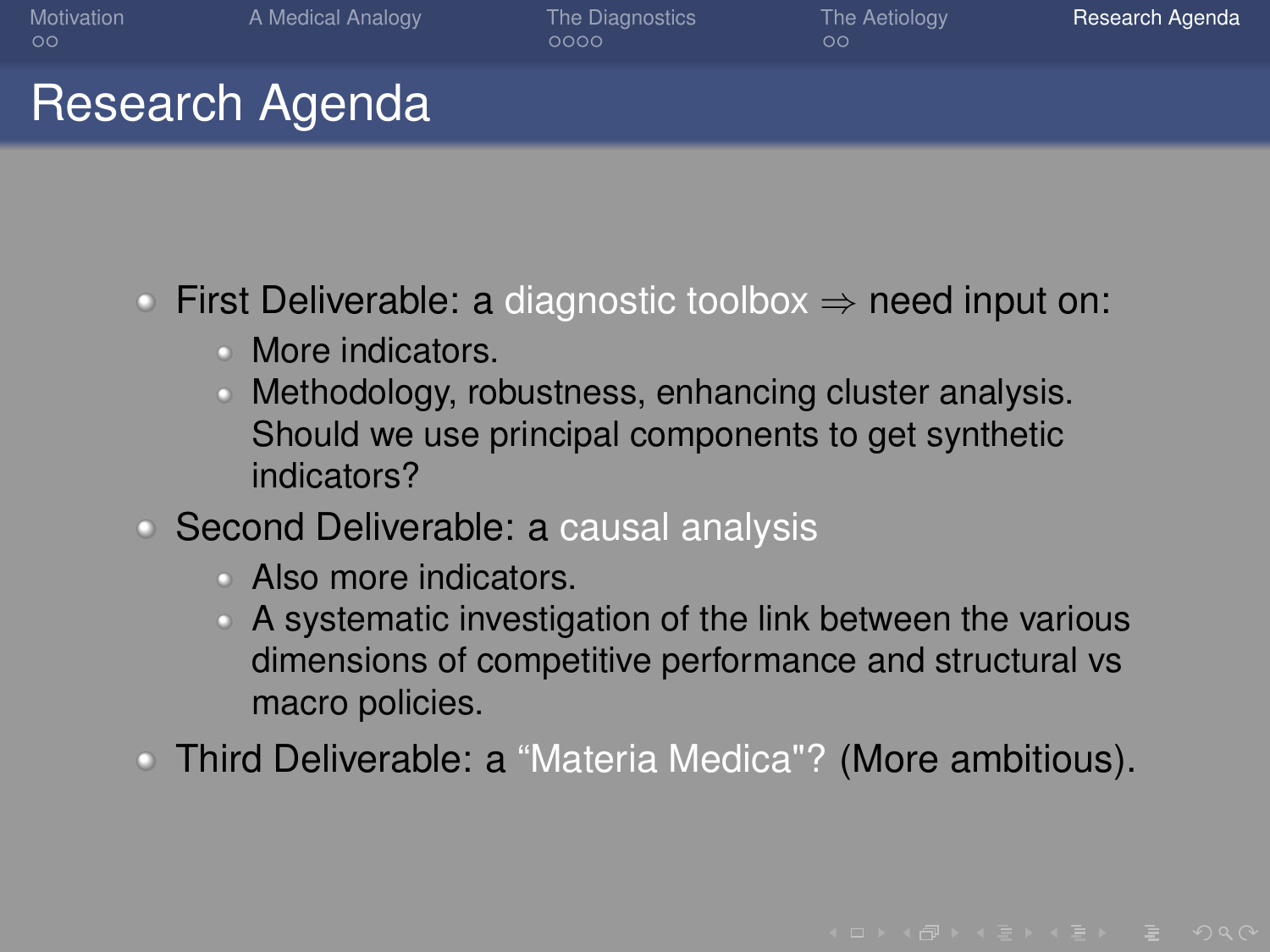# Research Agenda

- First Deliverable: a diagnostic toolbox $\Rightarrow$ need input on:
  - More indicators.
  - Methodology, robustness, enhancing cluster analysis. Should we use principal components to get synthetic indicators?
- Second Deliverable: a causal analysis
  - Also more indicators.
  - A systematic investigation of the link between the various dimensions of competitive performance and structural vs macro policies.
- Third Deliverable: a “Materia Medica"? (More ambitious).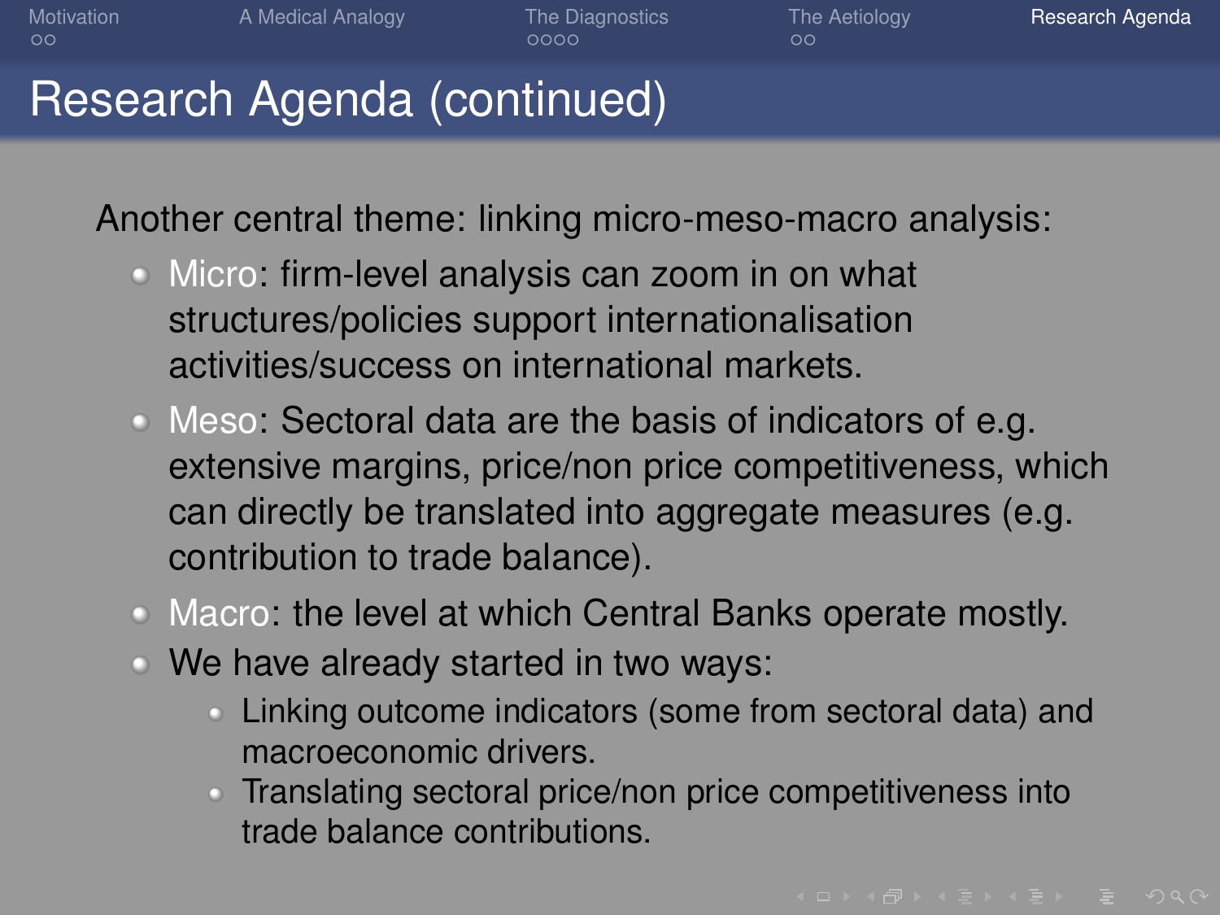# Research Agenda (continued)

Another central theme: linking micro-meso-macro analysis:

- Micro: firm-level analysis can zoom in on what structures/policies support internationalisation activities/success on international markets.
- Meso: Sectoral data are the basis of indicators of e.g. extensive margins, price/non price competitiveness, which can directly be translated into aggregate measures (e.g. contribution to trade balance).
- Macro: the level at which Central Banks operate mostly.
- We have already started in two ways:
  - Linking outcome indicators (some from sectoral data) and macroeconomic drivers.
  - Translating sectoral price/non price competitiveness into trade balance contributions.